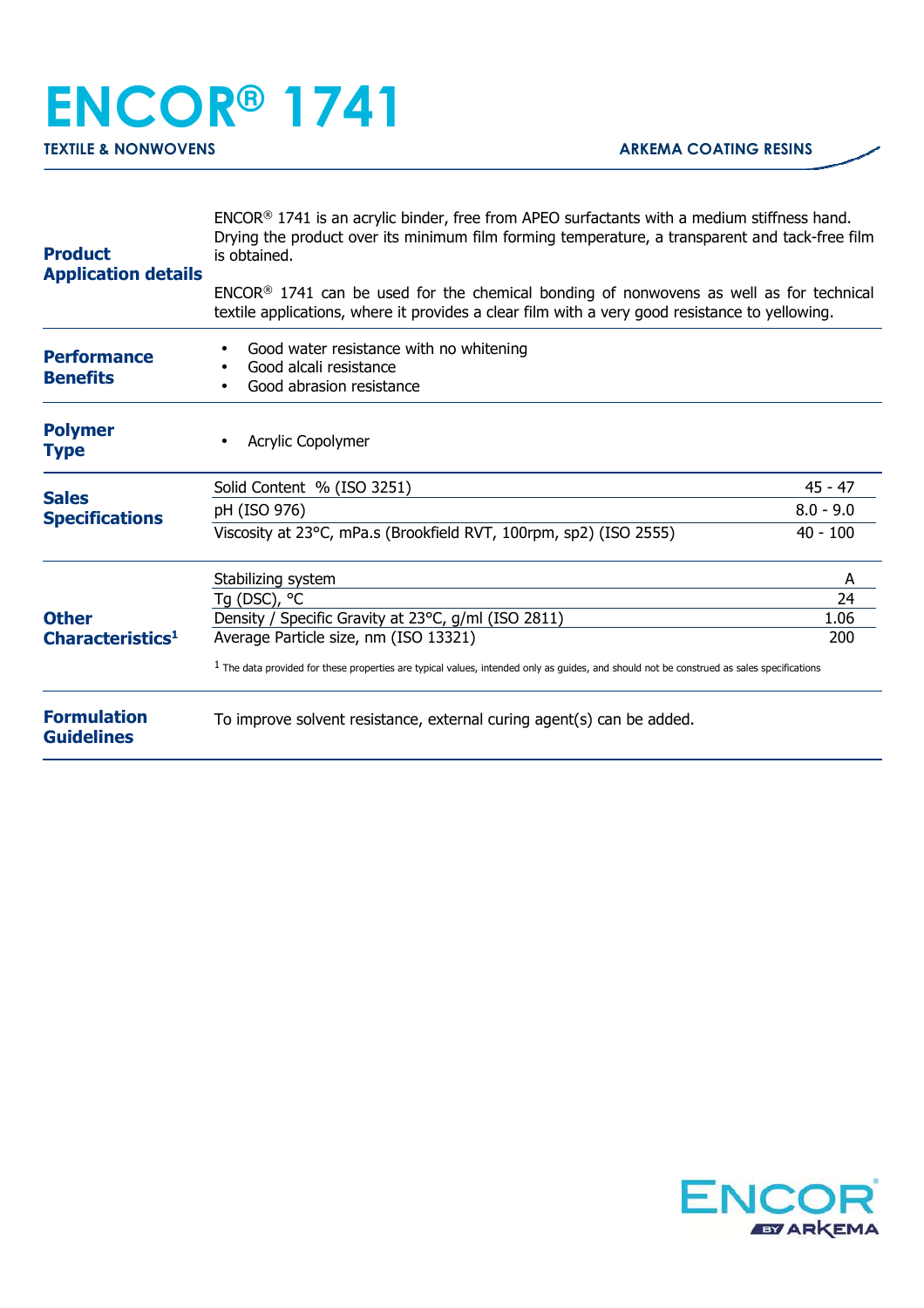# ENCOR® 1741

**TEXTILE & NONWOVENS** — **ARKEMA COATING RESINS**

## Product Application details

ENCOR® 1741 is an acrylic binder, free from APEO surfactants with a medium stiffness hand. Drying the product over its minimum film forming temperature, a transparent and tack-free film is obtained.

ENCOR® 1741 can be used for the chemical bonding of nonwovens as well as for technical textile applications, where it provides a clear film with a very good resistance to yellowing.

## Performance Benefits

- Good water resistance with no whitening
- Good alcali resistance
- Good abrasion resistance

## Polymer Type

- Acrylic Copolymer

## Sales Specifications

| Property | Value |
|---|---|
| Solid Content % (ISO 3251) | 45 - 47 |
| pH (ISO 976) | 8.0 - 9.0 |
| Viscosity at 23°C, mPa.s (Brookfield RVT, 100rpm, sp2) (ISO 2555) | 40 - 100 |

## Other Characteristics[1]

| Property | Value |
|---|---|
| Stabilizing system | A |
| Tg (DSC), °C | 24 |
| Density / Specific Gravity at 23°C, g/ml (ISO 2811) | 1.06 |
| Average Particle size, nm (ISO 13321) | 200 |

[1] The data provided for these properties are typical values, intended only as guides, and should not be construed as sales specifications

## Formulation Guidelines

To improve solvent resistance, external curing agent(s) can be added.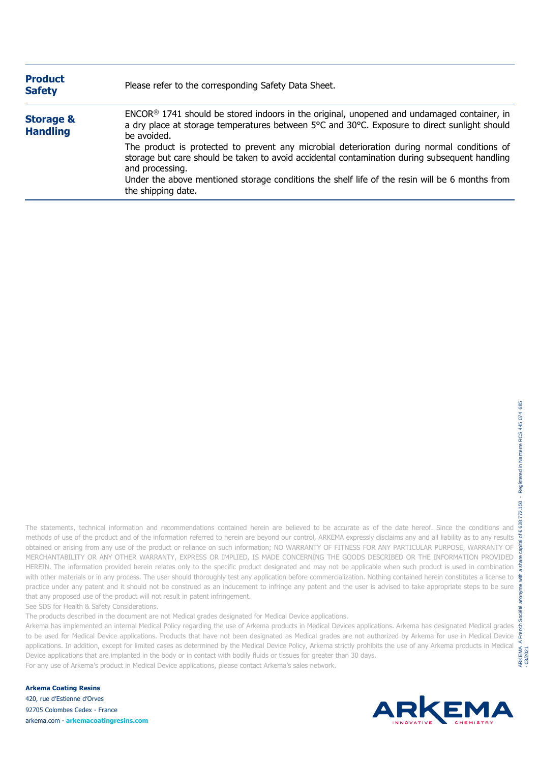| | |
|---|---|
| **Product Safety** | Please refer to the corresponding Safety Data Sheet. |
| **Storage & Handling** | ENCOR® 1741 should be stored indoors in the original, unopened and undamaged container, in a dry place at storage temperatures between 5°C and 30°C. Exposure to direct sunlight should be avoided.<br>The product is protected to prevent any microbial deterioration during normal conditions of storage but care should be taken to avoid accidental contamination during subsequent handling and processing.<br>Under the above mentioned storage conditions the shelf life of the resin will be 6 months from the shipping date. |

The statements, technical information and recommendations contained herein are believed to be accurate as of the date hereof. Since the conditions and methods of use of the product and of the information referred to herein are beyond our control, ARKEMA expressly disclaims any and all liability as to any results obtained or arising from any use of the product or reliance on such information; NO WARRANTY OF FITNESS FOR ANY PARTICULAR PURPOSE, WARRANTY OF MERCHANTABILITY OR ANY OTHER WARRANTY, EXPRESS OR IMPLIED, IS MADE CONCERNING THE GOODS DESCRIBED OR THE INFORMATION PROVIDED HEREIN. The information provided herein relates only to the specific product designated and may not be applicable when such product is used in combination with other materials or in any process. The user should thoroughly test any application before commercialization. Nothing contained herein constitutes a license to practice under any patent and it should not be construed as an inducement to infringe any patent and the user is advised to take appropriate steps to be sure that any proposed use of the product will not result in patent infringement.

See SDS for Health & Safety Considerations.

The products described in the document are not Medical grades designated for Medical Device applications.

Arkema has implemented an internal Medical Policy regarding the use of Arkema products in Medical Devices applications. Arkema has designated Medical grades to be used for Medical Device applications. Products that have not been designated as Medical grades are not authorized by Arkema for use in Medical Device applications. In addition, except for limited cases as determined by the Medical Device Policy, Arkema strictly prohibits the use of any Arkema products in Medical Device applications that are implanted in the body or in contact with bodily fluids or tissues for greater than 30 days.

For any use of Arkema's product in Medical Device applications, please contact Arkema's sales network.

**Arkema Coating Resins**
420, rue d'Estienne d'Orves
92705 Colombes Cedex - France
arkema.com - **arkemacoatingresins.com**

ARKEMA INNOVATIVE CHEMISTRY

ARKEMA A French Société anonyme with a share capital of € 628.772.150 - Registered in Nanterre RCS 445 074 685 - 03/2021